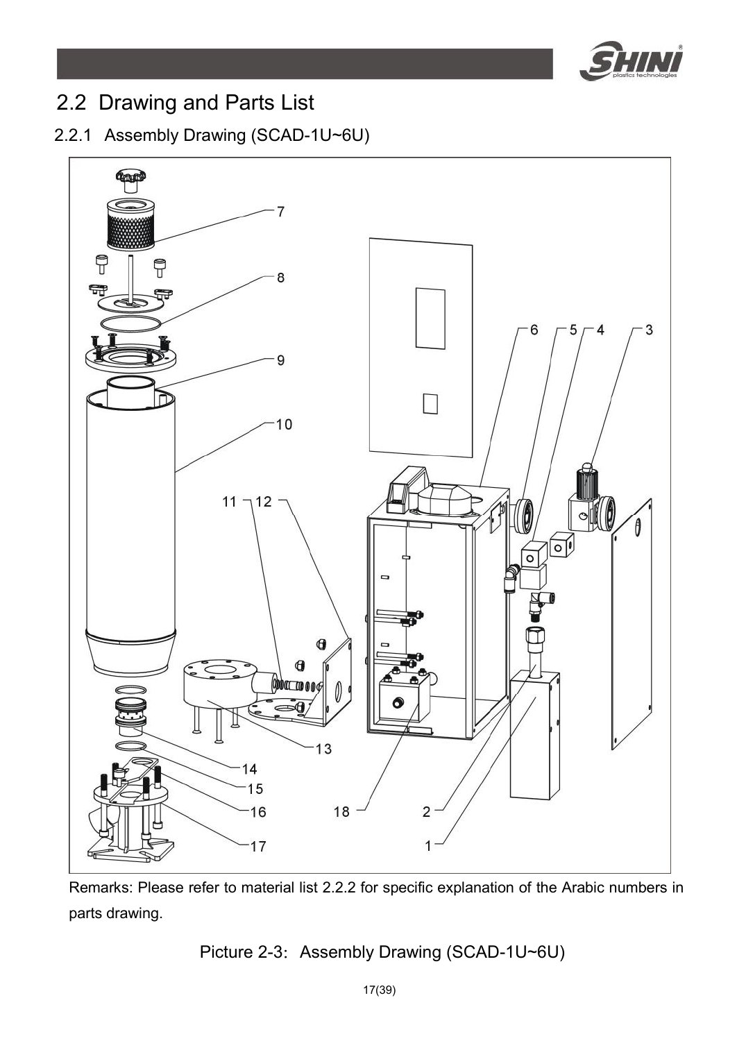## 2.2 Drawing and Parts List

### 2.2.1 Assembly Drawing (SCAD-1U~6U)

Remarks: Please refer to material list 2.2.2 for specific explanation of the Arabic numbers in parts drawing.

Picture 2-3: Assembly Drawing (SCAD-1U~6U)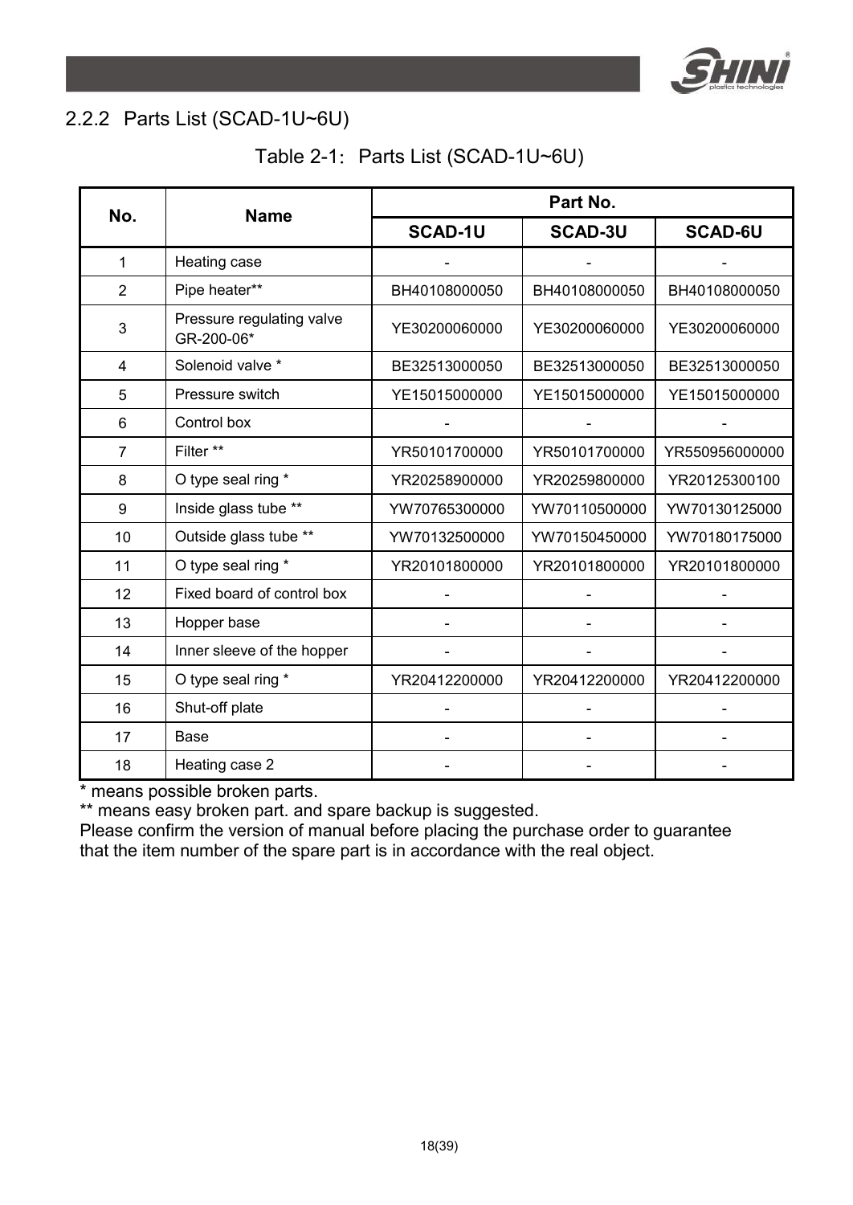### 2.2.2 Parts List (SCAD-1U~6U)

Table 2-1: Parts List (SCAD-1U~6U)

| No. | Name | Part No. | | |
|---|---|---|---|---|
| | | SCAD-1U | SCAD-3U | SCAD-6U |
| 1 | Heating case | - | - | - |
| 2 | Pipe heater** | BH40108000050 | BH40108000050 | BH40108000050 |
| 3 | Pressure regulating valve GR-200-06* | YE30200060000 | YE30200060000 | YE30200060000 |
| 4 | Solenoid valve * | BE32513000050 | BE32513000050 | BE32513000050 |
| 5 | Pressure switch | YE15015000000 | YE15015000000 | YE15015000000 |
| 6 | Control box | - | - | - |
| 7 | Filter ** | YR50101700000 | YR50101700000 | YR550956000000 |
| 8 | O type seal ring * | YR20258900000 | YR20259800000 | YR20125300100 |
| 9 | Inside glass tube ** | YW70765300000 | YW70110500000 | YW70130125000 |
| 10 | Outside glass tube ** | YW70132500000 | YW70150450000 | YW70180175000 |
| 11 | O type seal ring * | YR20101800000 | YR20101800000 | YR20101800000 |
| 12 | Fixed board of control box | - | - | - |
| 13 | Hopper base | - | - | - |
| 14 | Inner sleeve of the hopper | - | - | - |
| 15 | O type seal ring * | YR20412200000 | YR20412200000 | YR20412200000 |
| 16 | Shut-off plate | - | - | - |
| 17 | Base | - | - | - |
| 18 | Heating case 2 | - | - | - |

* means possible broken parts.
** means easy broken part. and spare backup is suggested.
Please confirm the version of manual before placing the purchase order to guarantee that the item number of the spare part is in accordance with the real object.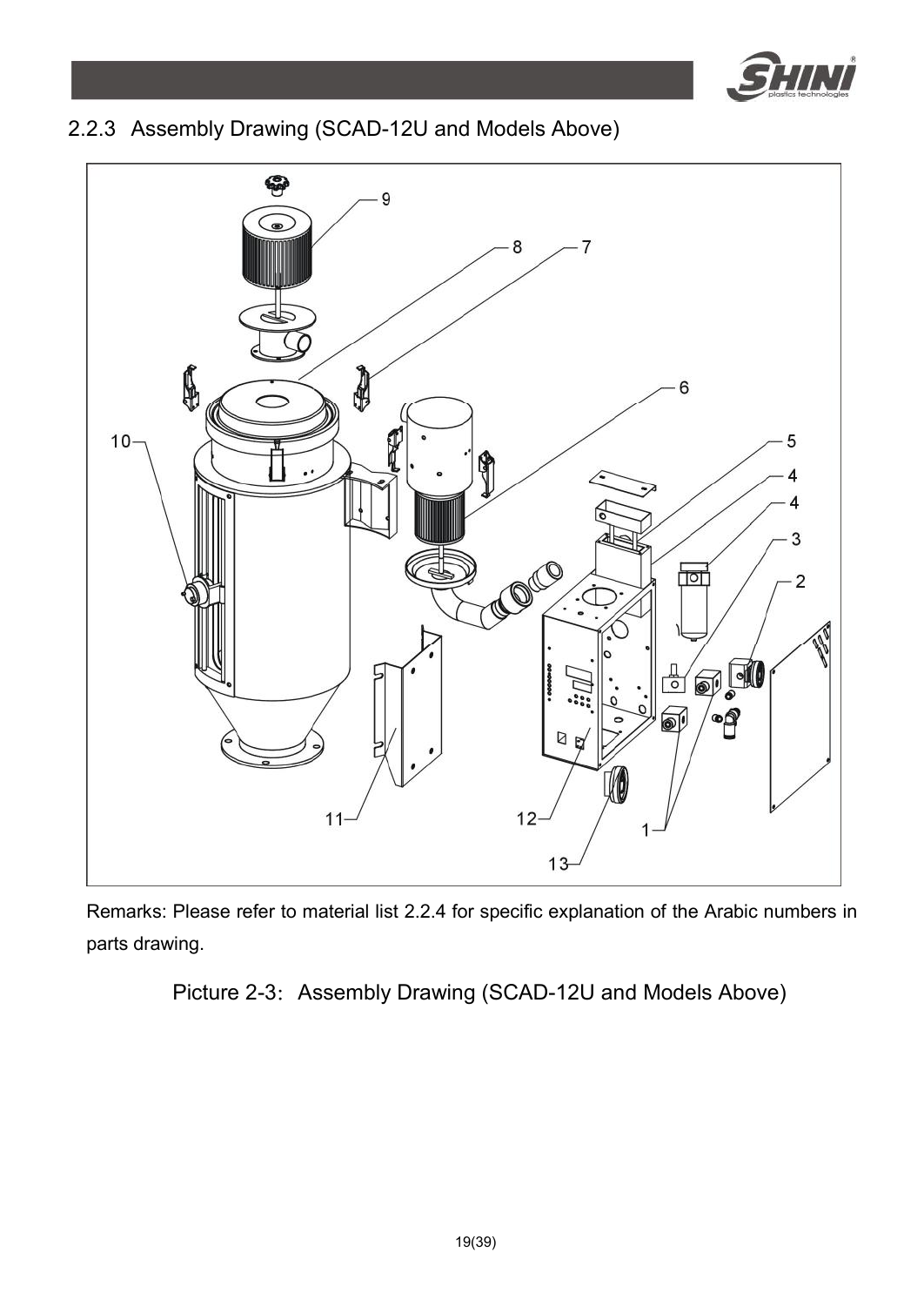## 2.2.3 Assembly Drawing (SCAD-12U and Models Above)

Remarks: Please refer to material list 2.2.4 for specific explanation of the Arabic numbers in parts drawing.

Picture 2-3: Assembly Drawing (SCAD-12U and Models Above)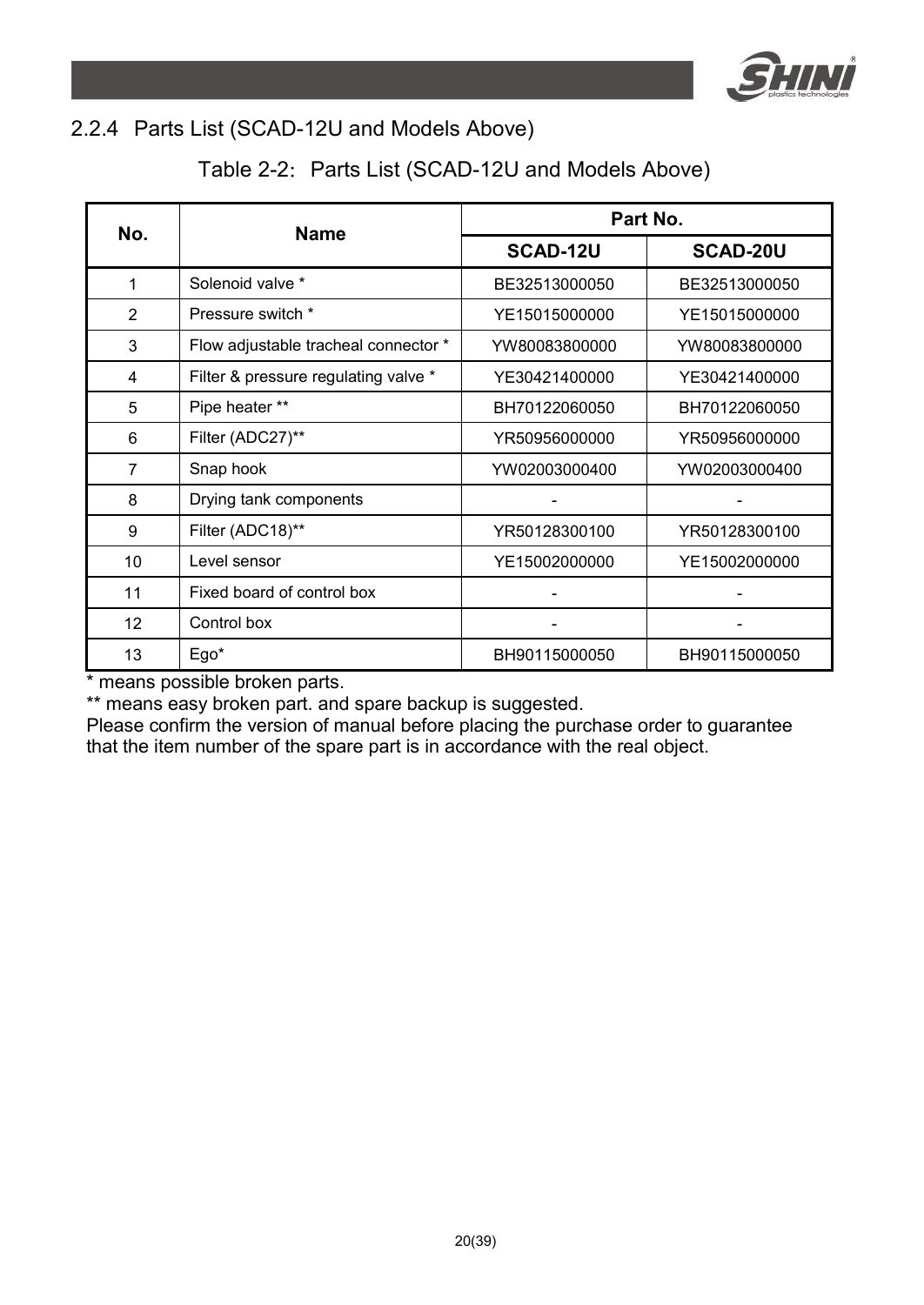### 2.2.4 Parts List (SCAD-12U and Models Above)

Table 2-2: Parts List (SCAD-12U and Models Above)

| No. | Name | Part No. | |
|---|---|---|---|
| | | SCAD-12U | SCAD-20U |
| 1 | Solenoid valve * | BE32513000050 | BE32513000050 |
| 2 | Pressure switch * | YE15015000000 | YE15015000000 |
| 3 | Flow adjustable tracheal connector * | YW80083800000 | YW80083800000 |
| 4 | Filter & pressure regulating valve * | YE30421400000 | YE30421400000 |
| 5 | Pipe heater ** | BH70122060050 | BH70122060050 |
| 6 | Filter (ADC27)** | YR50956000000 | YR50956000000 |
| 7 | Snap hook | YW02003000400 | YW02003000400 |
| 8 | Drying tank components | - | - |
| 9 | Filter (ADC18)** | YR50128300100 | YR50128300100 |
| 10 | Level sensor | YE15002000000 | YE15002000000 |
| 11 | Fixed board of control box | - | - |
| 12 | Control box | - | - |
| 13 | Ego* | BH90115000050 | BH90115000050 |

* means possible broken parts.

** means easy broken part. and spare backup is suggested.

Please confirm the version of manual before placing the purchase order to guarantee that the item number of the spare part is in accordance with the real object.